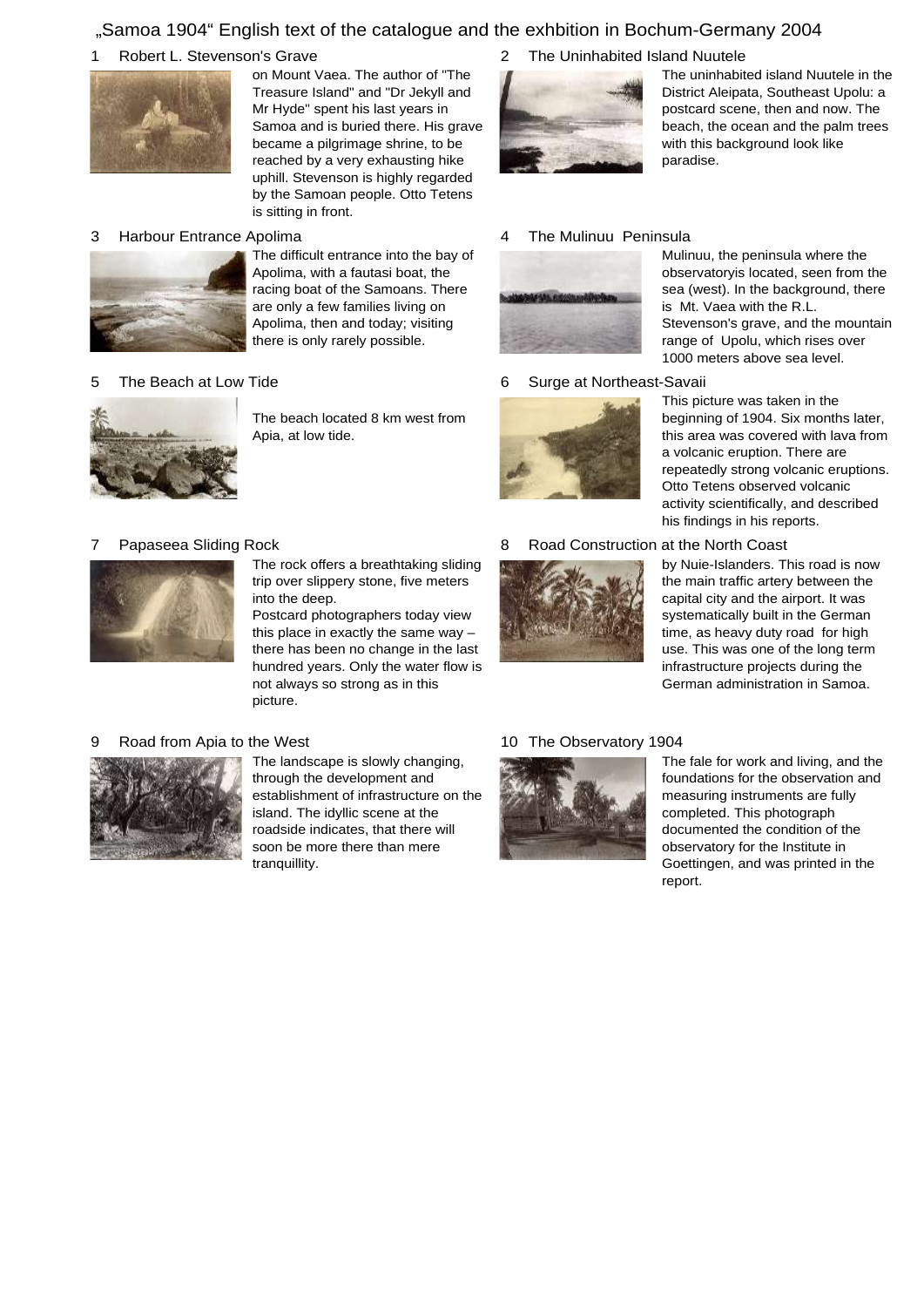# „Samoa 1904" English text of the catalogue and the exhbition in Bochum-Germany 2004

## 1 Robert L. Stevenson's Grave

on Mount Vaea. The author of "The Treasure Island" and "Dr Jekyll and Mr Hyde" spent his last years in Samoa and is buried there. His grave became a pilgrimage shrine, to be reached by a very exhausting hike uphill. Stevenson is highly regarded by the Samoan people. Otto Tetens is sitting in front.

## 2 The Uninhabited Island Nuutele

The uninhabited island Nuutele in the District Aleipata, Southeast Upolu: a postcard scene, then and now. The beach, the ocean and the palm trees with this background look like paradise.

## 3 Harbour Entrance Apolima

The difficult entrance into the bay of Apolima, with a fautasi boat, the racing boat of the Samoans. There are only a few families living on Apolima, then and today; visiting there is only rarely possible.

## 4 The Mulinuu Peninsula

Mulinuu, the peninsula where the observatoryis located, seen from the sea (west). In the background, there is Mt. Vaea with the R.L. Stevenson's grave, and the mountain range of Upolu, which rises over 1000 meters above sea level.

## 5 The Beach at Low Tide

The beach located 8 km west from Apia, at low tide.

## 6 Surge at Northeast-Savaii

This picture was taken in the beginning of 1904. Six months later, this area was covered with lava from a volcanic eruption. There are repeatedly strong volcanic eruptions. Otto Tetens observed volcanic activity scientifically, and described his findings in his reports.

## 7 Papaseea Sliding Rock

The rock offers a breathtaking sliding trip over slippery stone, five meters into the deep.
Postcard photographers today view this place in exactly the same way – there has been no change in the last hundred years. Only the water flow is not always so strong as in this picture.

## 8 Road Construction at the North Coast

by Nuie-Islanders. This road is now the main traffic artery between the capital city and the airport. It was systematically built in the German time, as heavy duty road for high use. This was one of the long term infrastructure projects during the German administration in Samoa.

## 9 Road from Apia to the West

The landscape is slowly changing, through the development and establishment of infrastructure on the island. The idyllic scene at the roadside indicates, that there will soon be more there than mere tranquillity.

## 10 The Observatory 1904

The fale for work and living, and the foundations for the observation and measuring instruments are fully completed. This photograph documented the condition of the observatory for the Institute in Goettingen, and was printed in the report.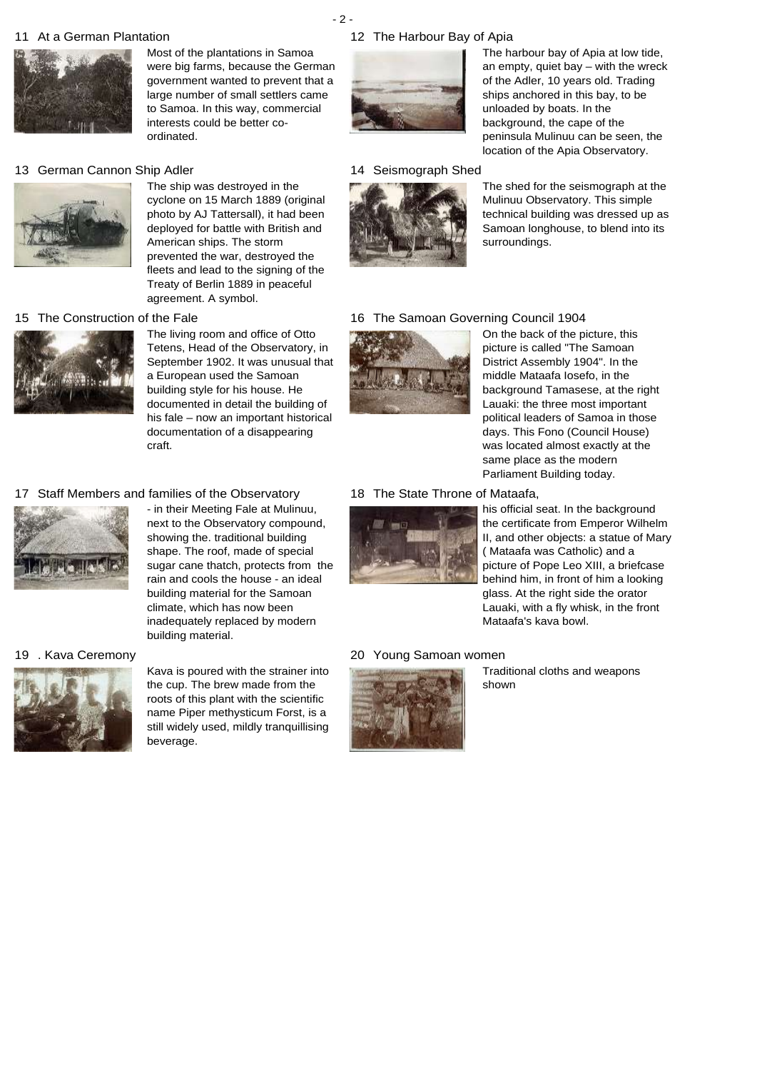## 11 At a German Plantation

Most of the plantations in Samoa were big farms, because the German government wanted to prevent that a large number of small settlers came to Samoa. In this way, commercial interests could be better co-ordinated.

## 12 The Harbour Bay of Apia

The harbour bay of Apia at low tide, an empty, quiet bay – with the wreck of the Adler, 10 years old. Trading ships anchored in this bay, to be unloaded by boats. In the background, the cape of the peninsula Mulinuu can be seen, the location of the Apia Observatory.

## 13 German Cannon Ship Adler

The ship was destroyed in the cyclone on 15 March 1889 (original photo by AJ Tattersall), it had been deployed for battle with British and American ships. The storm prevented the war, destroyed the fleets and lead to the signing of the Treaty of Berlin 1889 in peaceful agreement. A symbol.

## 14 Seismograph Shed

The shed for the seismograph at the Mulinuu Observatory. This simple technical building was dressed up as Samoan longhouse, to blend into its surroundings.

## 15 The Construction of the Fale

The living room and office of Otto Tetens, Head of the Observatory, in September 1902. It was unusual that a European used the Samoan building style for his house. He documented in detail the building of his fale – now an important historical documentation of a disappearing craft.

## 16 The Samoan Governing Council 1904

On the back of the picture, this picture is called "The Samoan District Assembly 1904". In the middle Mataafa Iosefo, in the background Tamasese, at the right Lauaki: the three most important political leaders of Samoa in those days. This Fono (Council House) was located almost exactly at the same place as the modern Parliament Building today.

## 17 Staff Members and families of the Observatory

- in their Meeting Fale at Mulinuu, next to the Observatory compound, showing the. traditional building shape. The roof, made of special sugar cane thatch, protects from the rain and cools the house - an ideal building material for the Samoan climate, which has now been inadequately replaced by modern building material.

## 18 The State Throne of Mataafa,

his official seat. In the background the certificate from Emperor Wilhelm II, and other objects: a statue of Mary ( Mataafa was Catholic) and a picture of Pope Leo XIII, a briefcase behind him, in front of him a looking glass. At the right side the orator Lauaki, with a fly whisk, in the front Mataafa's kava bowl.

## 19 . Kava Ceremony

Kava is poured with the strainer into the cup. The brew made from the roots of this plant with the scientific name Piper methysticum Forst, is a still widely used, mildly tranquillising beverage.

## 20 Young Samoan women

Traditional cloths and weapons shown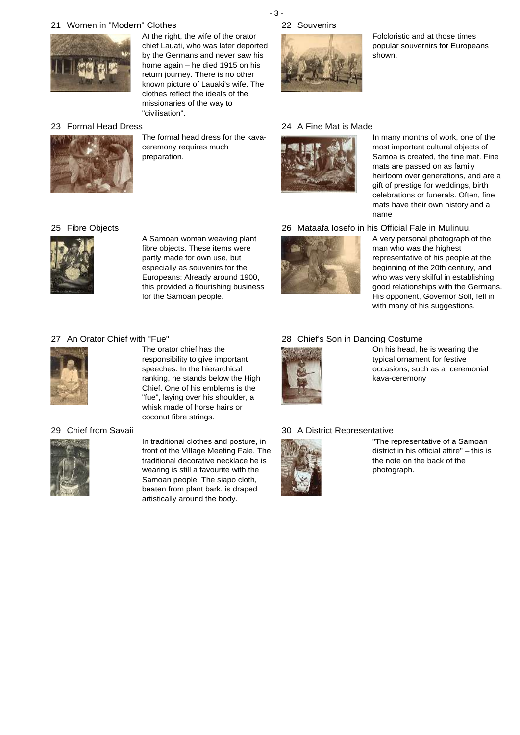### 21 Women in "Modern" Clothes

At the right, the wife of the orator chief Lauati, who was later deported by the Germans and never saw his home again – he died 1915 on his return journey. There is no other known picture of Lauaki's wife. The clothes reflect the ideals of the missionaries of the way to "civilisation".

### 22 Souvenirs

Folcloristic and at those times popular souvenirs for Europeans shown.

### 23 Formal Head Dress

The formal head dress for the kava-ceremony requires much preparation.

### 24 A Fine Mat is Made

In many months of work, one of the most important cultural objects of Samoa is created, the fine mat. Fine mats are passed on as family heirloom over generations, and are a gift of prestige for weddings, birth celebrations or funerals. Often, fine mats have their own history and a name

### 25 Fibre Objects

A Samoan woman weaving plant fibre objects. These items were partly made for own use, but especially as souvenirs for the Europeans: Already around 1900, this provided a flourishing business for the Samoan people.

### 26 Mataafa Iosefo in his Official Fale in Mulinuu.

A very personal photograph of the man who was the highest representative of his people at the beginning of the 20th century, and who was very skilful in establishing good relationships with the Germans. His opponent, Governor Solf, fell in with many of his suggestions.

### 27 An Orator Chief with "Fue"

The orator chief has the responsibility to give important speeches. In the hierarchical ranking, he stands below the High Chief. One of his emblems is the "fue", laying over his shoulder, a whisk made of horse hairs or coconut fibre strings.

### 28 Chief's Son in Dancing Costume

On his head, he is wearing the typical ornament for festive occasions, such as a ceremonial kava-ceremony

### 29 Chief from Savaii

In traditional clothes and posture, in front of the Village Meeting Fale. The traditional decorative necklace he is wearing is still a favourite with the Samoan people. The siapo cloth, beaten from plant bark, is draped artistically around the body.

### 30 A District Representative

"The representative of a Samoan district in his official attire" – this is the note on the back of the photograph.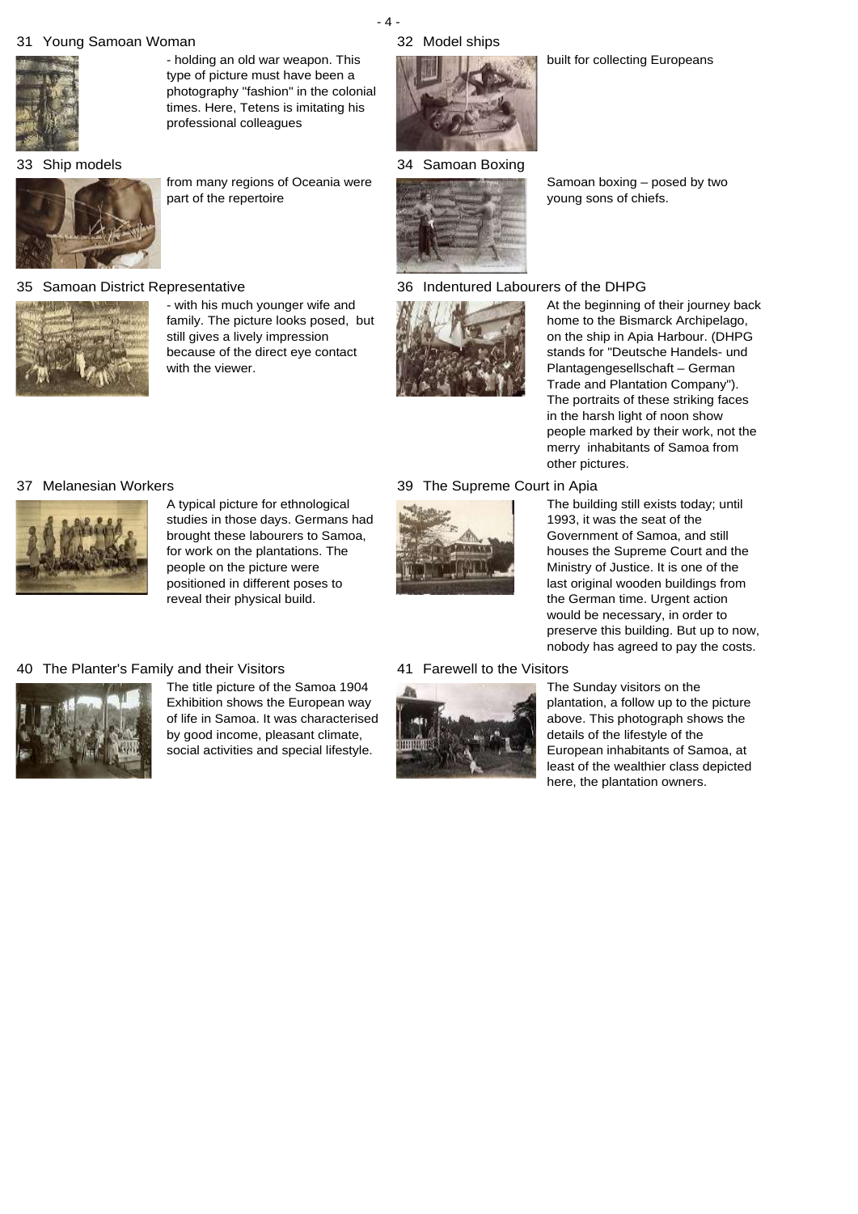### 31 Young Samoan Woman

- holding an old war weapon. This type of picture must have been a photography "fashion" in the colonial times. Here, Tetens is imitating his professional colleagues

### 32 Model ships

built for collecting Europeans

### 33 Ship models

from many regions of Oceania were part of the repertoire

### 34 Samoan Boxing

Samoan boxing – posed by two young sons of chiefs.

### 35 Samoan District Representative

- with his much younger wife and family. The picture looks posed, but still gives a lively impression because of the direct eye contact with the viewer.

### 36 Indentured Labourers of the DHPG

At the beginning of their journey back home to the Bismarck Archipelago, on the ship in Apia Harbour. (DHPG stands for "Deutsche Handels- und Plantagengesellschaft – German Trade and Plantation Company"). The portraits of these striking faces in the harsh light of noon show people marked by their work, not the merry inhabitants of Samoa from other pictures.

### 37 Melanesian Workers

A typical picture for ethnological studies in those days. Germans had brought these labourers to Samoa, for work on the plantations. The people on the picture were positioned in different poses to reveal their physical build.

### 39 The Supreme Court in Apia

The building still exists today; until 1993, it was the seat of the Government of Samoa, and still houses the Supreme Court and the Ministry of Justice. It is one of the last original wooden buildings from the German time. Urgent action would be necessary, in order to preserve this building. But up to now, nobody has agreed to pay the costs.

### 40 The Planter's Family and their Visitors

The title picture of the Samoa 1904 Exhibition shows the European way of life in Samoa. It was characterised by good income, pleasant climate, social activities and special lifestyle.

### 41 Farewell to the Visitors

The Sunday visitors on the plantation, a follow up to the picture above. This photograph shows the details of the lifestyle of the European inhabitants of Samoa, at least of the wealthier class depicted here, the plantation owners.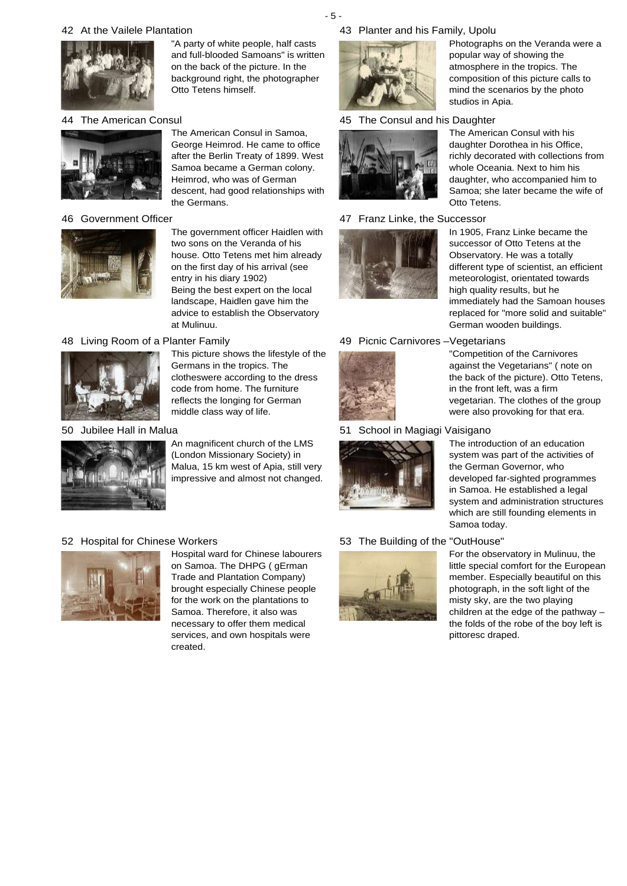## 42 At the Vailele Plantation

"A party of white people, half casts and full-blooded Samoans" is written on the back of the picture. In the background right, the photographer Otto Tetens himself.

## 43 Planter and his Family, Upolu

Photographs on the Veranda were a popular way of showing the atmosphere in the tropics. The composition of this picture calls to mind the scenarios by the photo studios in Apia.

## 44 The American Consul

The American Consul in Samoa, George Heimrod. He came to office after the Berlin Treaty of 1899. West Samoa became a German colony. Heimrod, who was of German descent, had good relationships with the Germans.

## 45 The Consul and his Daughter

The American Consul with his daughter Dorothea in his Office, richly decorated with collections from whole Oceania. Next to him his daughter, who accompanied him to Samoa; she later became the wife of Otto Tetens.

## 46 Government Officer

The government officer Haidlen with two sons on the Veranda of his house. Otto Tetens met him already on the first day of his arrival (see entry in his diary 1902)
Being the best expert on the local landscape, Haidlen gave him the advice to establish the Observatory at Mulinuu.

## 47 Franz Linke, the Successor

In 1905, Franz Linke became the successor of Otto Tetens at the Observatory. He was a totally different type of scientist, an efficient meteorologist, orientated towards high quality results, but he immediately had the Samoan houses replaced for "more solid and suitable" German wooden buildings.

## 48 Living Room of a Planter Family

This picture shows the lifestyle of the Germans in the tropics. The clotheswere according to the dress code from home. The furniture reflects the longing for German middle class way of life.

## 49 Picnic Carnivores –Vegetarians

"Competition of the Carnivores against the Vegetarians" ( note on the back of the picture). Otto Tetens, in the front left, was a firm vegetarian. The clothes of the group were also provoking for that era.

## 50 Jubilee Hall in Malua

An magnificent church of the LMS (London Missionary Society) in Malua, 15 km west of Apia, still very impressive and almost not changed.

## 51 School in Magiagi Vaisigano

The introduction of an education system was part of the activities of the German Governor, who developed far-sighted programmes in Samoa. He established a legal system and administration structures which are still founding elements in Samoa today.

## 52 Hospital for Chinese Workers

Hospital ward for Chinese labourers on Samoa. The DHPG ( gErman Trade and Plantation Company) brought especially Chinese people for the work on the plantations to Samoa. Therefore, it also was necessary to offer them medical services, and own hospitals were created.

## 53 The Building of the "OutHouse"

For the observatory in Mulinuu, the little special comfort for the European member. Especially beautiful on this photograph, in the soft light of the misty sky, are the two playing children at the edge of the pathway – the folds of the robe of the boy left is pittoresc draped.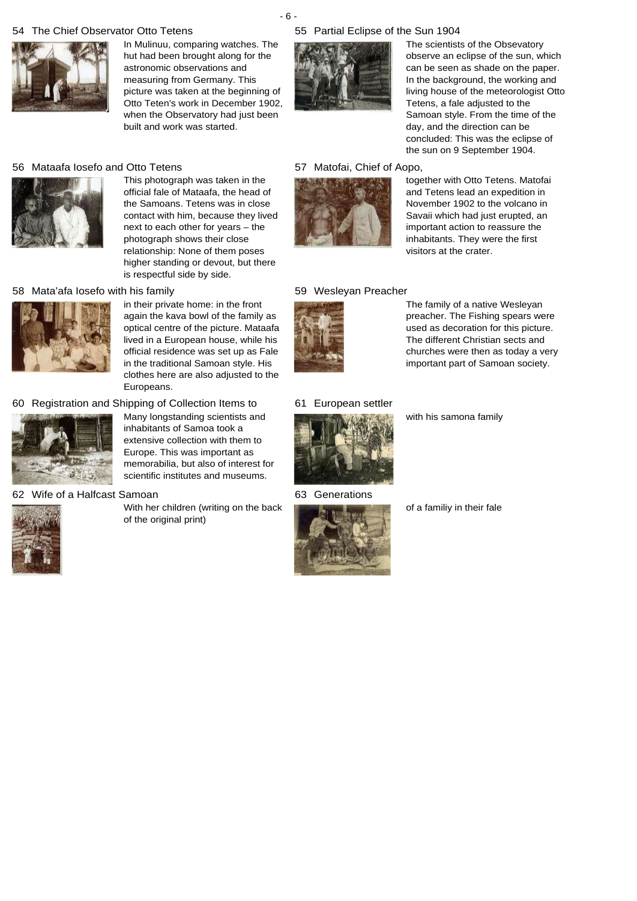### 54 The Chief Observator Otto Tetens

In Mulinuu, comparing watches. The hut had been brought along for the astronomic observations and measuring from Germany. This picture was taken at the beginning of Otto Teten's work in December 1902, when the Observatory had just been built and work was started.

### 55 Partial Eclipse of the Sun 1904

The scientists of the Obsevatory observe an eclipse of the sun, which can be seen as shade on the paper. In the background, the working and living house of the meteorologist Otto Tetens, a fale adjusted to the Samoan style. From the time of the day, and the direction can be concluded: This was the eclipse of the sun on 9 September 1904.

### 56 Mataafa Iosefo and Otto Tetens

This photograph was taken in the official fale of Mataafa, the head of the Samoans. Tetens was in close contact with him, because they lived next to each other for years – the photograph shows their close relationship: None of them poses higher standing or devout, but there is respectful side by side.

### 57 Matofai, Chief of Aopo,

together with Otto Tetens. Matofai and Tetens lead an expedition in November 1902 to the volcano in Savaii which had just erupted, an important action to reassure the inhabitants. They were the first visitors at the crater.

### 58 Mata'afa Iosefo with his family

in their private home: in the front again the kava bowl of the family as optical centre of the picture. Mataafa lived in a European house, while his official residence was set up as Fale in the traditional Samoan style. His clothes here are also adjusted to the Europeans.

### 59 Wesleyan Preacher

The family of a native Wesleyan preacher. The Fishing spears were used as decoration for this picture. The different Christian sects and churches were then as today a very important part of Samoan society.

### 60 Registration and Shipping of Collection Items to

Many longstanding scientists and inhabitants of Samoa took a extensive collection with them to Europe. This was important as memorabilia, but also of interest for scientific institutes and museums.

### 61 European settler

with his samona family

### 62 Wife of a Halfcast Samoan

With her children (writing on the back of the original print)

### 63 Generations

of a familiy in their fale